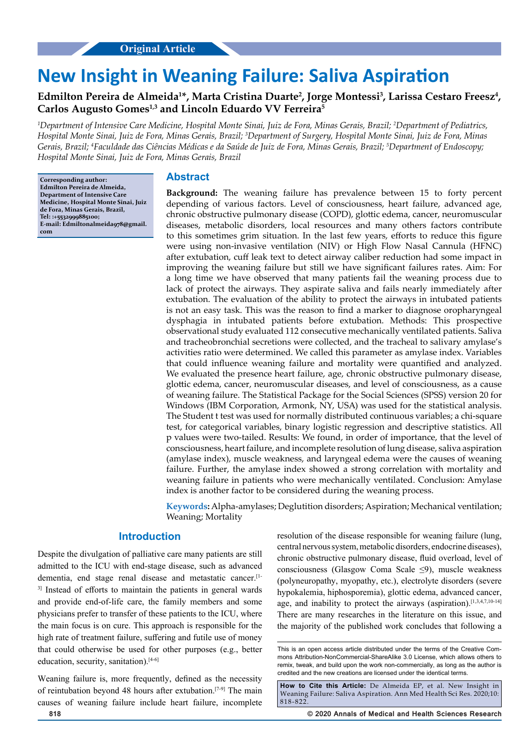Original Article

# New Insight in Weaning Failure: Saliva Aspiration

**Edmilton Pereira de Almeida[1]\*, Marta Cristina Duarte[2], Jorge Montessi[3], Larissa Cestaro Freesz[4], Carlos Augusto Gomes[1,3] and Lincoln Eduardo VV Ferreira[5]**

*[1]Department of Intensive Care Medicine, Hospital Monte Sinai, Juiz de Fora, Minas Gerais, Brazil; [2]Department of Pediatrics, Hospital Monte Sinai, Juiz de Fora, Minas Gerais, Brazil; [3]Department of Surgery, Hospital Monte Sinai, Juiz de Fora, Minas Gerais, Brazil; [4]Faculdade das Ciências Médicas e da Saúde de Juiz de Fora, Minas Gerais, Brazil; [5]Department of Endoscopy; Hospital Monte Sinai, Juiz de Fora, Minas Gerais, Brazil*

**Corresponding author: Edmilton Pereira de Almeida, Department of Intensive Care Medicine, Hospital Monte Sinai, Juiz de Fora, Minas Gerais, Brazil, Tel: :+5532999885100; E-mail: Edmiltonalmeida978@gmail.com**

## Abstract

**Background:** The weaning failure has prevalence between 15 to forty percent depending of various factors. Level of consciousness, heart failure, advanced age, chronic obstructive pulmonary disease (COPD), glottic edema, cancer, neuromuscular diseases, metabolic disorders, local resources and many others factors contribute to this sometimes grim situation. In the last few years, efforts to reduce this figure were using non-invasive ventilation (NIV) or High Flow Nasal Cannula (HFNC) after extubation, cuff leak text to detect airway caliber reduction had some impact in improving the weaning failure but still we have significant failures rates. Aim: For a long time we have observed that many patients fail the weaning process due to lack of protect the airways. They aspirate saliva and fails nearly immediately after extubation. The evaluation of the ability to protect the airways in intubated patients is not an easy task. This was the reason to find a marker to diagnose oropharyngeal dysphagia in intubated patients before extubation. Methods: This prospective observational study evaluated 112 consecutive mechanically ventilated patients. Saliva and tracheobronchial secretions were collected, and the tracheal to salivary amylase's activities ratio were determined. We called this parameter as amylase index. Variables that could influence weaning failure and mortality were quantified and analyzed. We evaluated the presence heart failure, age, chronic obstructive pulmonary disease, glottic edema, cancer, neuromuscular diseases, and level of consciousness, as a cause of weaning failure. The Statistical Package for the Social Sciences (SPSS) version 20 for Windows (IBM Corporation, Armonk, NY, USA) was used for the statistical analysis. The Student t test was used for normally distributed continuous variables; a chi-square test, for categorical variables, binary logistic regression and descriptive statistics. All p values were two-tailed. Results: We found, in order of importance, that the level of consciousness, heart failure, and incomplete resolution of lung disease, saliva aspiration (amylase index), muscle weakness, and laryngeal edema were the causes of weaning failure. Further, the amylase index showed a strong correlation with mortality and weaning failure in patients who were mechanically ventilated. Conclusion: Amylase index is another factor to be considered during the weaning process.

**Keywords:** Alpha-amylases; Deglutition disorders; Aspiration; Mechanical ventilation; Weaning; Mortality

## Introduction

Despite the divulgation of palliative care many patients are still admitted to the ICU with end-stage disease, such as advanced dementia, end stage renal disease and metastatic cancer.[1-3] Instead of efforts to maintain the patients in general wards and provide end-of-life care, the family members and some physicians prefer to transfer of these patients to the ICU, where the main focus is on cure. This approach is responsible for the high rate of treatment failure, suffering and futile use of money that could otherwise be used for other purposes (e.g., better education, security, sanitation).[4-6]

Weaning failure is, more frequently, defined as the necessity of reintubation beyond 48 hours after extubation.[7-9] The main causes of weaning failure include heart failure, incomplete resolution of the disease responsible for weaning failure (lung, central nervous system, metabolic disorders, endocrine diseases), chronic obstructive pulmonary disease, fluid overload, level of consciousness (Glasgow Coma Scale ≤9), muscle weakness (polyneuropathy, myopathy, etc.), electrolyte disorders (severe hypokalemia, hiphosporemia), glottic edema, advanced cancer, age, and inability to protect the airways (aspiration).[1,3,4,7,10-14] There are many researches in the literature on this issue, and the majority of the published work concludes that following a

This is an open access article distributed under the terms of the Creative Commons Attribution-NonCommercial-ShareAlike 3.0 License, which allows others to remix, tweak, and build upon the work non-commercially, as long as the author is credited and the new creations are licensed under the identical terms.

**How to Cite this Article:** De Almeida EP, et al. New Insight in Weaning Failure: Saliva Aspiration. Ann Med Health Sci Res. 2020;10: 818-822.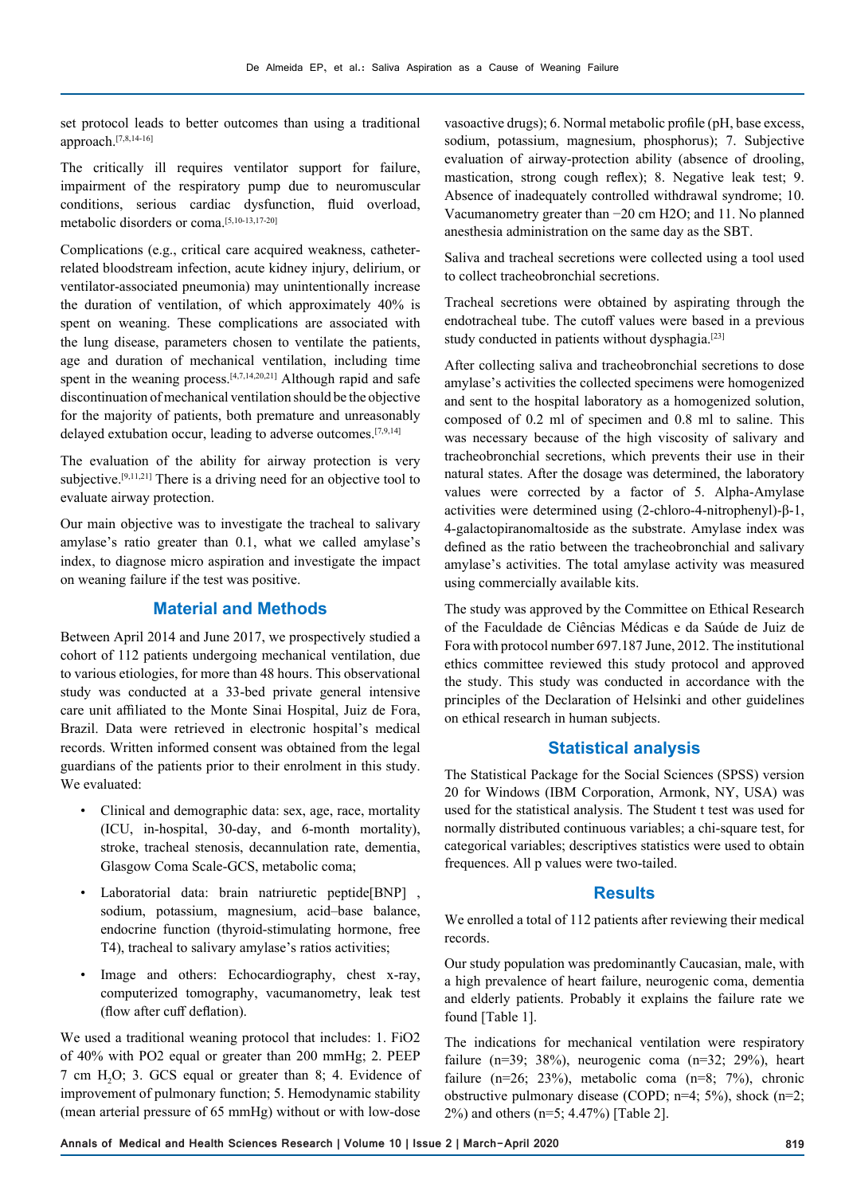set protocol leads to better outcomes than using a traditional approach.[7,8,14-16]

The critically ill requires ventilator support for failure, impairment of the respiratory pump due to neuromuscular conditions, serious cardiac dysfunction, fluid overload, metabolic disorders or coma.[5,10-13,17-20]

Complications (e.g., critical care acquired weakness, catheter-related bloodstream infection, acute kidney injury, delirium, or ventilator-associated pneumonia) may unintentionally increase the duration of ventilation, of which approximately 40% is spent on weaning. These complications are associated with the lung disease, parameters chosen to ventilate the patients, age and duration of mechanical ventilation, including time spent in the weaning process.[4,7,14,20,21] Although rapid and safe discontinuation of mechanical ventilation should be the objective for the majority of patients, both premature and unreasonably delayed extubation occur, leading to adverse outcomes.[7,9,14]

The evaluation of the ability for airway protection is very subjective.[9,11,21] There is a driving need for an objective tool to evaluate airway protection.

Our main objective was to investigate the tracheal to salivary amylase's ratio greater than 0.1, what we called amylase's index, to diagnose micro aspiration and investigate the impact on weaning failure if the test was positive.

## Material and Methods

Between April 2014 and June 2017, we prospectively studied a cohort of 112 patients undergoing mechanical ventilation, due to various etiologies, for more than 48 hours. This observational study was conducted at a 33-bed private general intensive care unit affiliated to the Monte Sinai Hospital, Juiz de Fora, Brazil. Data were retrieved in electronic hospital's medical records. Written informed consent was obtained from the legal guardians of the patients prior to their enrolment in this study. We evaluated:

- Clinical and demographic data: sex, age, race, mortality (ICU, in-hospital, 30-day, and 6-month mortality), stroke, tracheal stenosis, decannulation rate, dementia, Glasgow Coma Scale-GCS, metabolic coma;
- Laboratorial data: brain natriuretic peptide[BNP] , sodium, potassium, magnesium, acid–base balance, endocrine function (thyroid-stimulating hormone, free T4), tracheal to salivary amylase's ratios activities;
- Image and others: Echocardiography, chest x-ray, computerized tomography, vacumanometry, leak test (flow after cuff deflation).

We used a traditional weaning protocol that includes: 1. FiO2 of 40% with PO2 equal or greater than 200 mmHg; 2. PEEP 7 cm $H_2O$; 3. GCS equal or greater than 8; 4. Evidence of improvement of pulmonary function; 5. Hemodynamic stability (mean arterial pressure of 65 mmHg) without or with low-dose vasoactive drugs); 6. Normal metabolic profile (pH, base excess, sodium, potassium, magnesium, phosphorus); 7. Subjective evaluation of airway-protection ability (absence of drooling, mastication, strong cough reflex); 8. Negative leak test; 9. Absence of inadequately controlled withdrawal syndrome; 10. Vacumanometry greater than −20 cm H2O; and 11. No planned anesthesia administration on the same day as the SBT.

Saliva and tracheal secretions were collected using a tool used to collect tracheobronchial secretions.

Tracheal secretions were obtained by aspirating through the endotracheal tube. The cutoff values were based in a previous study conducted in patients without dysphagia.[23]

After collecting saliva and tracheobronchial secretions to dose amylase's activities the collected specimens were homogenized and sent to the hospital laboratory as a homogenized solution, composed of 0.2 ml of specimen and 0.8 ml to saline. This was necessary because of the high viscosity of salivary and tracheobronchial secretions, which prevents their use in their natural states. After the dosage was determined, the laboratory values were corrected by a factor of 5. Alpha-Amylase activities were determined using (2-chloro-4-nitrophenyl)-β-1, 4-galactopiranomaltoside as the substrate. Amylase index was defined as the ratio between the tracheobronchial and salivary amylase's activities. The total amylase activity was measured using commercially available kits.

The study was approved by the Committee on Ethical Research of the Faculdade de Ciências Médicas e da Saúde de Juiz de Fora with protocol number 697.187 June, 2012. The institutional ethics committee reviewed this study protocol and approved the study. This study was conducted in accordance with the principles of the Declaration of Helsinki and other guidelines on ethical research in human subjects.

## Statistical analysis

The Statistical Package for the Social Sciences (SPSS) version 20 for Windows (IBM Corporation, Armonk, NY, USA) was used for the statistical analysis. The Student t test was used for normally distributed continuous variables; a chi-square test, for categorical variables; descriptives statistics were used to obtain frequences. All p values were two-tailed.

## Results

We enrolled a total of 112 patients after reviewing their medical records.

Our study population was predominantly Caucasian, male, with a high prevalence of heart failure, neurogenic coma, dementia and elderly patients. Probably it explains the failure rate we found [Table 1].

The indications for mechanical ventilation were respiratory failure (n=39; 38%), neurogenic coma (n=32; 29%), heart failure (n=26; 23%), metabolic coma (n=8; 7%), chronic obstructive pulmonary disease (COPD; n=4; 5%), shock (n=2; 2%) and others (n=5; 4.47%) [Table 2].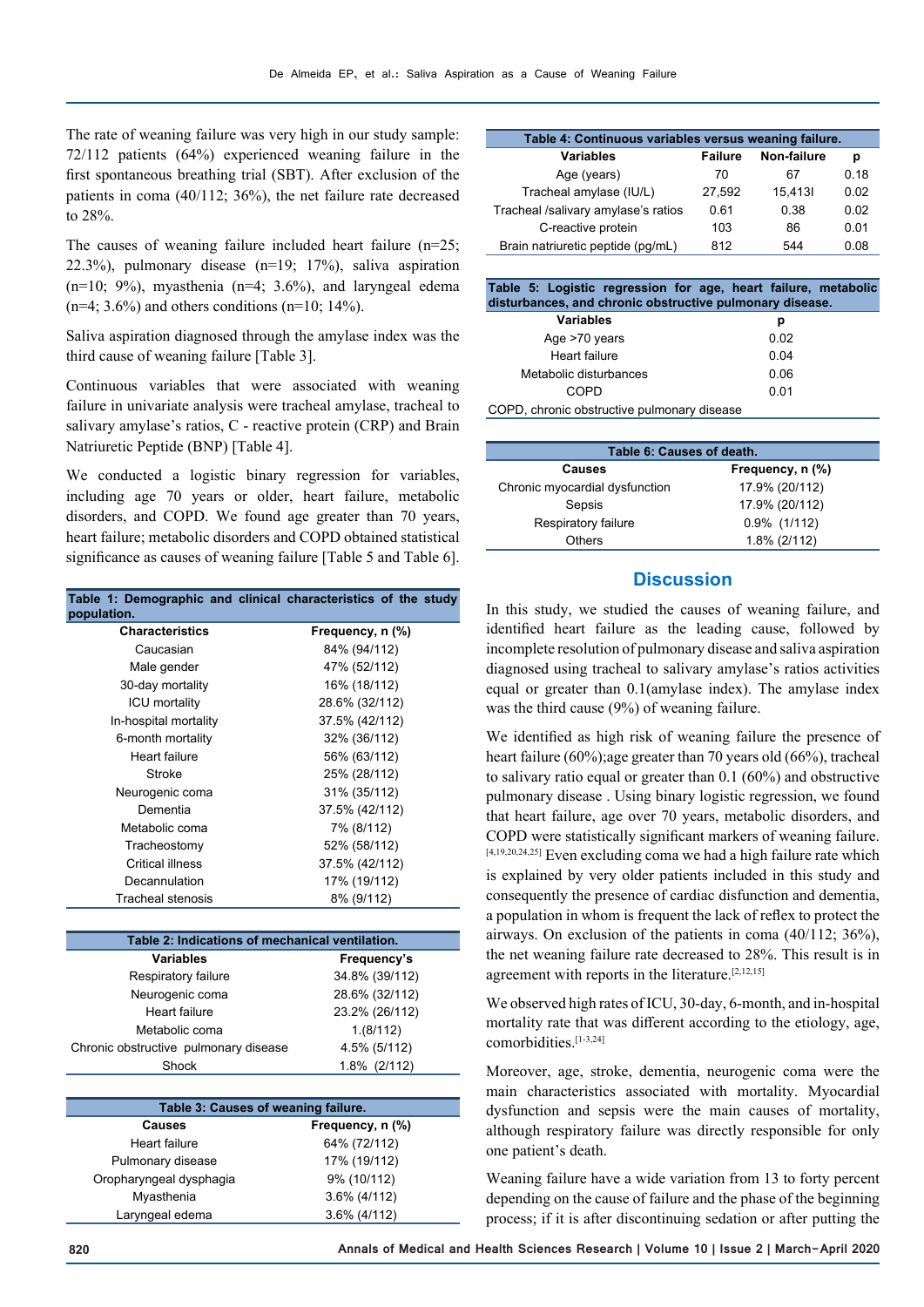The rate of weaning failure was very high in our study sample: 72/112 patients (64%) experienced weaning failure in the first spontaneous breathing trial (SBT). After exclusion of the patients in coma (40/112; 36%), the net failure rate decreased to 28%.

The causes of weaning failure included heart failure (n=25; 22.3%), pulmonary disease (n=19; 17%), saliva aspiration (n=10; 9%), myasthenia (n=4; 3.6%), and laryngeal edema (n=4; 3.6%) and others conditions (n=10; 14%).

Saliva aspiration diagnosed through the amylase index was the third cause of weaning failure [Table 3].

Continuous variables that were associated with weaning failure in univariate analysis were tracheal amylase, tracheal to salivary amylase's ratios, C - reactive protein (CRP) and Brain Natriuretic Peptide (BNP) [Table 4].

We conducted a logistic binary regression for variables, including age 70 years or older, heart failure, metabolic disorders, and COPD. We found age greater than 70 years, heart failure; metabolic disorders and COPD obtained statistical significance as causes of weaning failure [Table 5 and Table 6].

**Table 1: Demographic and clinical characteristics of the study population.**

| Characteristics | Frequency, n (%) |
|---|---|
| Caucasian | 84% (94/112) |
| Male gender | 47% (52/112) |
| 30-day mortality | 16% (18/112) |
| ICU mortality | 28.6% (32/112) |
| In-hospital mortality | 37.5% (42/112) |
| 6-month mortality | 32% (36/112) |
| Heart failure | 56% (63/112) |
| Stroke | 25% (28/112) |
| Neurogenic coma | 31% (35/112) |
| Dementia | 37.5% (42/112) |
| Metabolic coma | 7% (8/112) |
| Tracheostomy | 52% (58/112) |
| Critical illness | 37.5% (42/112) |
| Decannulation | 17% (19/112) |
| Tracheal stenosis | 8% (9/112) |

**Table 2: Indications of mechanical ventilation.**

| Variables | Frequency's |
|---|---|
| Respiratory failure | 34.8% (39/112) |
| Neurogenic coma | 28.6% (32/112) |
| Heart failure | 23.2% (26/112) |
| Metabolic coma | 1.(8/112) |
| Chronic obstructive pulmonary disease | 4.5% (5/112) |
| Shock | 1.8% (2/112) |

**Table 3: Causes of weaning failure.**

| Causes | Frequency, n (%) |
|---|---|
| Heart failure | 64% (72/112) |
| Pulmonary disease | 17% (19/112) |
| Oropharyngeal dysphagia | 9% (10/112) |
| Myasthenia | 3.6% (4/112) |
| Laryngeal edema | 3.6% (4/112) |

**Table 4: Continuous variables versus weaning failure.**

| Variables | Failure | Non-failure | p |
|---|---|---|---|
| Age (years) | 70 | 67 | 0.18 |
| Tracheal amylase (IU/L) | 27,592 | 15,413l | 0.02 |
| Tracheal /salivary amylase's ratios | 0.61 | 0.38 | 0.02 |
| C-reactive protein | 103 | 86 | 0.01 |
| Brain natriuretic peptide (pg/mL) | 812 | 544 | 0.08 |

**Table 5: Logistic regression for age, heart failure, metabolic disturbances, and chronic obstructive pulmonary disease.**

| Variables | p |
|---|---|
| Age >70 years | 0.02 |
| Heart failure | 0.04 |
| Metabolic disturbances | 0.06 |
| COPD | 0.01 |

COPD, chronic obstructive pulmonary disease

**Table 6: Causes of death.**

| Causes | Frequency, n (%) |
|---|---|
| Chronic myocardial dysfunction | 17.9% (20/112) |
| Sepsis | 17.9% (20/112) |
| Respiratory failure | 0.9% (1/112) |
| Others | 1.8% (2/112) |

## Discussion

In this study, we studied the causes of weaning failure, and identified heart failure as the leading cause, followed by incomplete resolution of pulmonary disease and saliva aspiration diagnosed using tracheal to salivary amylase's ratios activities equal or greater than 0.1(amylase index). The amylase index was the third cause (9%) of weaning failure.

We identified as high risk of weaning failure the presence of heart failure (60%);age greater than 70 years old (66%), tracheal to salivary ratio equal or greater than 0.1 (60%) and obstructive pulmonary disease . Using binary logistic regression, we found that heart failure, age over 70 years, metabolic disorders, and COPD were statistically significant markers of weaning failure.[4,19,20,24,25] Even excluding coma we had a high failure rate which is explained by very older patients included in this study and consequently the presence of cardiac disfunction and dementia, a population in whom is frequent the lack of reflex to protect the airways. On exclusion of the patients in coma (40/112; 36%), the net weaning failure rate decreased to 28%. This result is in agreement with reports in the literature.[2,12,15]

We observed high rates of ICU, 30-day, 6-month, and in-hospital mortality rate that was different according to the etiology, age, comorbidities.[1-3,24]

Moreover, age, stroke, dementia, neurogenic coma were the main characteristics associated with mortality. Myocardial dysfunction and sepsis were the main causes of mortality, although respiratory failure was directly responsible for only one patient's death.

Weaning failure have a wide variation from 13 to forty percent depending on the cause of failure and the phase of the beginning process; if it is after discontinuing sedation or after putting the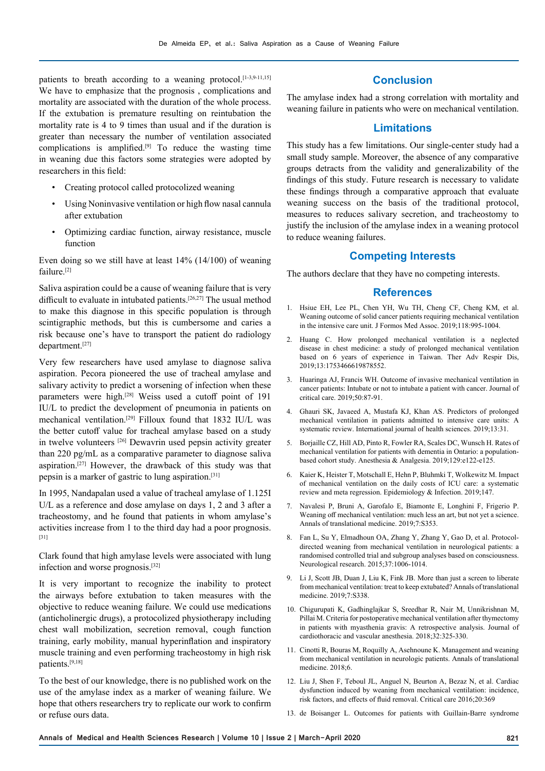patients to breath according to a weaning protocol.[1-3,9-11,15] We have to emphasize that the prognosis , complications and mortality are associated with the duration of the whole process. If the extubation is premature resulting on reintubation the mortality rate is 4 to 9 times than usual and if the duration is greater than necessary the number of ventilation associated complications is amplified.[9] To reduce the wasting time in weaning due this factors some strategies were adopted by researchers in this field:

- Creating protocol called protocolized weaning
- Using Noninvasive ventilation or high flow nasal cannula after extubation
- Optimizing cardiac function, airway resistance, muscle function

Even doing so we still have at least 14% (14/100) of weaning failure.[2]

Saliva aspiration could be a cause of weaning failure that is very difficult to evaluate in intubated patients.[26,27] The usual method to make this diagnose in this specific population is through scintigraphic methods, but this is cumbersome and caries a risk because one's have to transport the patient do radiology department.[27]

Very few researchers have used amylase to diagnose saliva aspiration. Pecora pioneered the use of tracheal amylase and salivary activity to predict a worsening of infection when these parameters were high.[28] Weiss used a cutoff point of 191 IU/L to predict the development of pneumonia in patients on mechanical ventilation.[29] Filloux found that 1832 IU/L was the better cutoff value for tracheal amylase based on a study in twelve volunteers [26] Dewavrin used pepsin activity greater than 220 pg/mL as a comparative parameter to diagnose saliva aspiration.[27] However, the drawback of this study was that pepsin is a marker of gastric to lung aspiration.[31]

In 1995, Nandapalan used a value of tracheal amylase of 1.125I U/L as a reference and dose amylase on days 1, 2 and 3 after a tracheostomy, and he found that patients in whom amylase's activities increase from 1 to the third day had a poor prognosis.[31]

Clark found that high amylase levels were associated with lung infection and worse prognosis.[32]

It is very important to recognize the inability to protect the airways before extubation to taken measures with the objective to reduce weaning failure. We could use medications (anticholinergic drugs), a protocolized physiotherapy including chest wall mobilization, secretion removal, cough function training, early mobility, manual hyperinflation and inspiratory muscle training and even performing tracheostomy in high risk patients.[9,18]

To the best of our knowledge, there is no published work on the use of the amylase index as a marker of weaning failure. We hope that others researchers try to replicate our work to confirm or refuse ours data.

## Conclusion

The amylase index had a strong correlation with mortality and weaning failure in patients who were on mechanical ventilation.

## Limitations

This study has a few limitations. Our single-center study had a small study sample. Moreover, the absence of any comparative groups detracts from the validity and generalizability of the findings of this study. Future research is necessary to validate these findings through a comparative approach that evaluate weaning success on the basis of the traditional protocol, measures to reduces salivary secretion, and tracheostomy to justify the inclusion of the amylase index in a weaning protocol to reduce weaning failures.

## Competing Interests

The authors declare that they have no competing interests.

## References

1. Hsiue EH, Lee PL, Chen YH, Wu TH, Cheng CF, Cheng KM, et al. Weaning outcome of solid cancer patients requiring mechanical ventilation in the intensive care unit. J Formos Med Assoc. 2019;118:995-1004.
2. Huang C. How prolonged mechanical ventilation is a neglected disease in chest medicine: a study of prolonged mechanical ventilation based on 6 years of experience in Taiwan. Ther Adv Respir Dis, 2019;13:1753466619878552.
3. Huaringa AJ, Francis WH. Outcome of invasive mechanical ventilation in cancer patients: Intubate or not to intubate a patient with cancer. Journal of critical care. 2019;50:87-91.
4. Ghauri SK, Javaeed A, Mustafa KJ, Khan AS. Predictors of prolonged mechanical ventilation in patients admitted to intensive care units: A systematic review. International journal of health sciences. 2019;13:31.
5. Borjaille CZ, Hill AD, Pinto R, Fowler RA, Scales DC, Wunsch H. Rates of mechanical ventilation for patients with dementia in Ontario: a population-based cohort study. Anesthesia & Analgesia. 2019;129:e122-e125.
6. Kaier K, Heister T, Motschall E, Hehn P, Bluhmki T, Wolkewitz M. Impact of mechanical ventilation on the daily costs of ICU care: a systematic review and meta regression. Epidemiology & Infection. 2019;147.
7. Navalesi P, Bruni A, Garofalo E, Biamonte E, Longhini F, Frigerio P. Weaning off mechanical ventilation: much less an art, but not yet a science. Annals of translational medicine. 2019;7:S353.
8. Fan L, Su Y, Elmadhoun OA, Zhang Y, Zhang Y, Gao D, et al. Protocol-directed weaning from mechanical ventilation in neurological patients: a randomised controlled trial and subgroup analyses based on consciousness. Neurological research. 2015;37:1006-1014.
9. Li J, Scott JB, Duan J, Liu K, Fink JB. More than just a screen to liberate from mechanical ventilation: treat to keep extubated? Annals of translational medicine. 2019;7:S338.
10. Chigurupati K, Gadhinglajkar S, Sreedhar R, Nair M, Unnikrishnan M, Pillai M. Criteria for postoperative mechanical ventilation after thymectomy in patients with myasthenia gravis: A retrospective analysis. Journal of cardiothoracic and vascular anesthesia. 2018;32:325-330.
11. Cinotti R, Bouras M, Roquilly A, Asehnoune K. Management and weaning from mechanical ventilation in neurologic patients. Annals of translational medicine. 2018;6.
12. Liu J, Shen F, Teboul JL, Anguel N, Beurton A, Bezaz N, et al. Cardiac dysfunction induced by weaning from mechanical ventilation: incidence, risk factors, and effects of fluid removal. Critical care 2016;20:369
13. de Boisanger L. Outcomes for patients with Guillain-Barre syndrome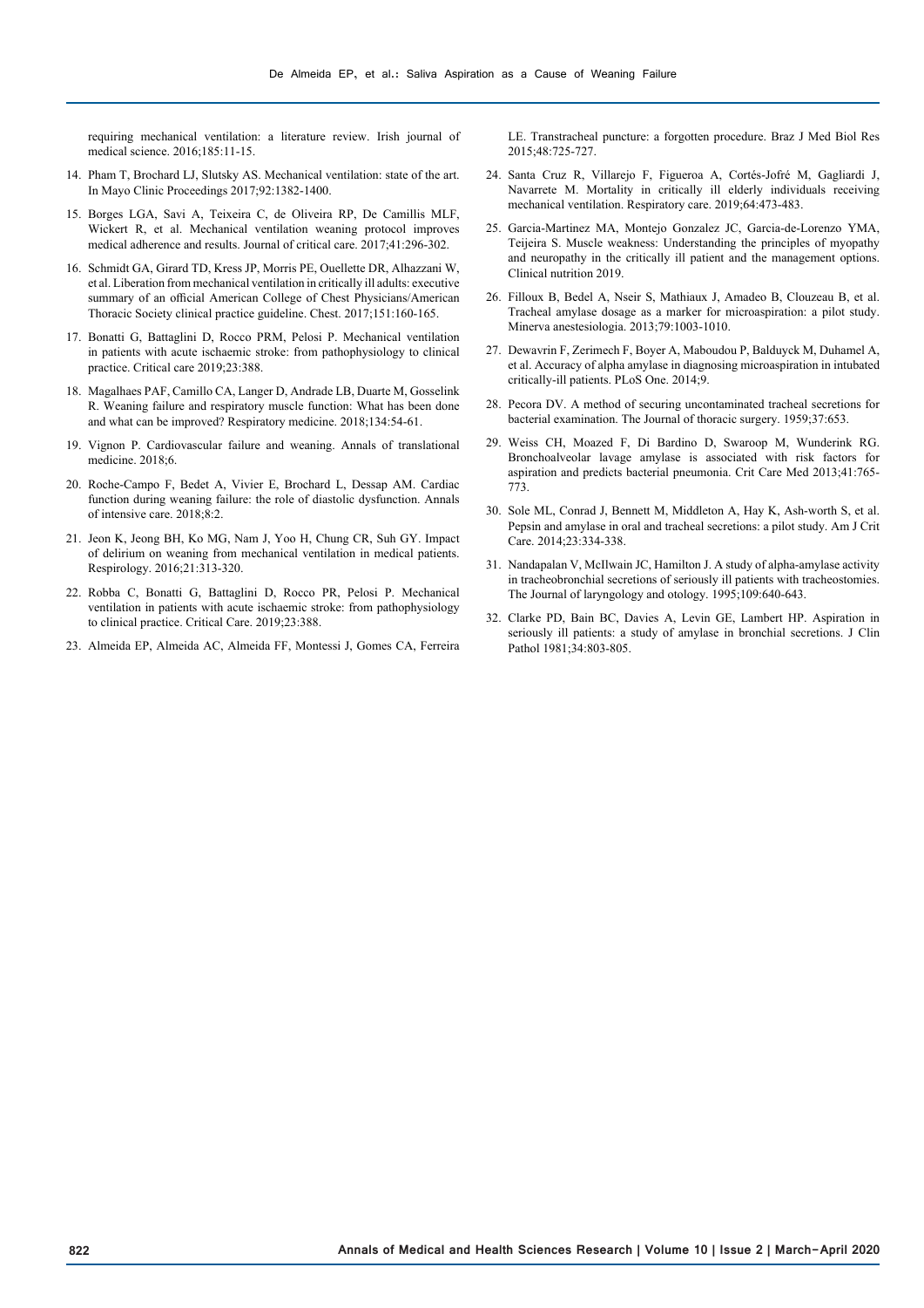requiring mechanical ventilation: a literature review. Irish journal of medical science. 2016;185:11-15.

14. Pham T, Brochard LJ, Slutsky AS. Mechanical ventilation: state of the art. In Mayo Clinic Proceedings 2017;92:1382-1400.
15. Borges LGA, Savi A, Teixeira C, de Oliveira RP, De Camillis MLF, Wickert R, et al. Mechanical ventilation weaning protocol improves medical adherence and results. Journal of critical care. 2017;41:296-302.
16. Schmidt GA, Girard TD, Kress JP, Morris PE, Ouellette DR, Alhazzani W, et al. Liberation from mechanical ventilation in critically ill adults: executive summary of an official American College of Chest Physicians/American Thoracic Society clinical practice guideline. Chest. 2017;151:160-165.
17. Bonatti G, Battaglini D, Rocco PRM, Pelosi P. Mechanical ventilation in patients with acute ischaemic stroke: from pathophysiology to clinical practice. Critical care 2019;23:388.
18. Magalhaes PAF, Camillo CA, Langer D, Andrade LB, Duarte M, Gosselink R. Weaning failure and respiratory muscle function: What has been done and what can be improved? Respiratory medicine. 2018;134:54-61.
19. Vignon P. Cardiovascular failure and weaning. Annals of translational medicine. 2018;6.
20. Roche-Campo F, Bedet A, Vivier E, Brochard L, Dessap AM. Cardiac function during weaning failure: the role of diastolic dysfunction. Annals of intensive care. 2018;8:2.
21. Jeon K, Jeong BH, Ko MG, Nam J, Yoo H, Chung CR, Suh GY. Impact of delirium on weaning from mechanical ventilation in medical patients. Respirology. 2016;21:313-320.
22. Robba C, Bonatti G, Battaglini D, Rocco PR, Pelosi P. Mechanical ventilation in patients with acute ischaemic stroke: from pathophysiology to clinical practice. Critical Care. 2019;23:388.
23. Almeida EP, Almeida AC, Almeida FF, Montessi J, Gomes CA, Ferreira LE. Transtracheal puncture: a forgotten procedure. Braz J Med Biol Res 2015;48:725-727.
24. Santa Cruz R, Villarejo F, Figueroa A, Cortés-Jofré M, Gagliardi J, Navarrete M. Mortality in critically ill elderly individuals receiving mechanical ventilation. Respiratory care. 2019;64:473-483.
25. Garcia-Martinez MA, Montejo Gonzalez JC, Garcia-de-Lorenzo YMA, Teijeira S. Muscle weakness: Understanding the principles of myopathy and neuropathy in the critically ill patient and the management options. Clinical nutrition 2019.
26. Filloux B, Bedel A, Nseir S, Mathiaux J, Amadeo B, Clouzeau B, et al. Tracheal amylase dosage as a marker for microaspiration: a pilot study. Minerva anestesiologia. 2013;79:1003-1010.
27. Dewavrin F, Zerimech F, Boyer A, Maboudou P, Balduyck M, Duhamel A, et al. Accuracy of alpha amylase in diagnosing microaspiration in intubated critically-ill patients. PLoS One. 2014;9.
28. Pecora DV. A method of securing uncontaminated tracheal secretions for bacterial examination. The Journal of thoracic surgery. 1959;37:653.
29. Weiss CH, Moazed F, Di Bardino D, Swaroop M, Wunderink RG. Bronchoalveolar lavage amylase is associated with risk factors for aspiration and predicts bacterial pneumonia. Crit Care Med 2013;41:765-773.
30. Sole ML, Conrad J, Bennett M, Middleton A, Hay K, Ash-worth S, et al. Pepsin and amylase in oral and tracheal secretions: a pilot study. Am J Crit Care. 2014;23:334-338.
31. Nandapalan V, McIlwain JC, Hamilton J. A study of alpha-amylase activity in tracheobronchial secretions of seriously ill patients with tracheostomies. The Journal of laryngology and otology. 1995;109:640-643.
32. Clarke PD, Bain BC, Davies A, Levin GE, Lambert HP. Aspiration in seriously ill patients: a study of amylase in bronchial secretions. J Clin Pathol 1981;34:803-805.